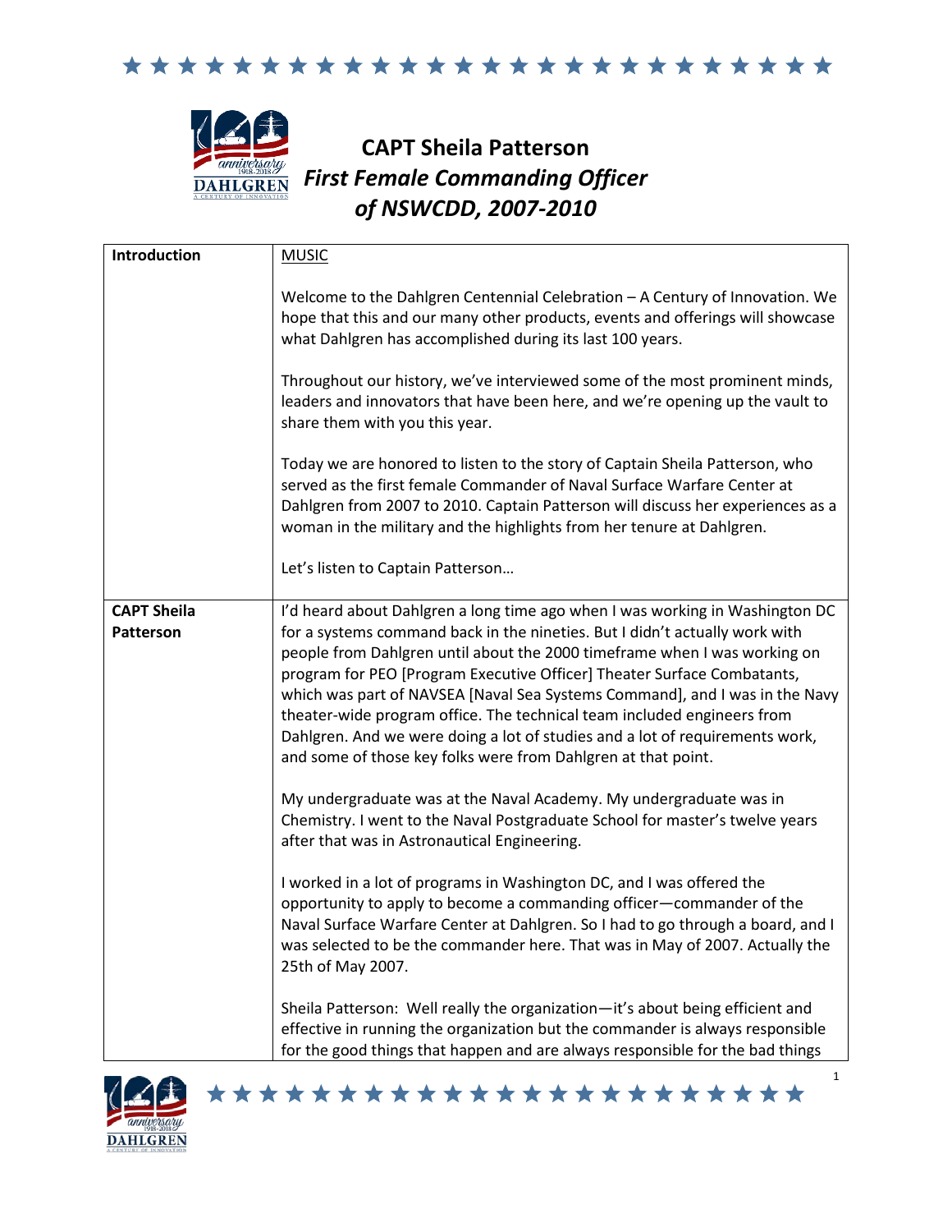# CAPT Sheila Patterson

## *First Female Commanding Officer of NSWCDD, 2007-2010*

| Introduction | MUSIC<br><br>Welcome to the Dahlgren Centennial Celebration – A Century of Innovation. We hope that this and our many other products, events and offerings will showcase what Dahlgren has accomplished during its last 100 years.<br><br>Throughout our history, we've interviewed some of the most prominent minds, leaders and innovators that have been here, and we're opening up the vault to share them with you this year.<br><br>Today we are honored to listen to the story of Captain Sheila Patterson, who served as the first female Commander of Naval Surface Warfare Center at Dahlgren from 2007 to 2010. Captain Patterson will discuss her experiences as a woman in the military and the highlights from her tenure at Dahlgren.<br><br>Let's listen to Captain Patterson… |
|---|---|
| **CAPT Sheila Patterson** | I'd heard about Dahlgren a long time ago when I was working in Washington DC for a systems command back in the nineties. But I didn't actually work with people from Dahlgren until about the 2000 timeframe when I was working on program for PEO [Program Executive Officer] Theater Surface Combatants, which was part of NAVSEA [Naval Sea Systems Command], and I was in the Navy theater-wide program office. The technical team included engineers from Dahlgren. And we were doing a lot of studies and a lot of requirements work, and some of those key folks were from Dahlgren at that point.<br><br>My undergraduate was at the Naval Academy. My undergraduate was in Chemistry. I went to the Naval Postgraduate School for master's twelve years after that was in Astronautical Engineering.<br><br>I worked in a lot of programs in Washington DC, and I was offered the opportunity to apply to become a commanding officer—commander of the Naval Surface Warfare Center at Dahlgren. So I had to go through a board, and I was selected to be the commander here. That was in May of 2007. Actually the 25th of May 2007.<br><br>Sheila Patterson: Well really the organization—it's about being efficient and effective in running the organization but the commander is always responsible for the good things that happen and are always responsible for the bad things |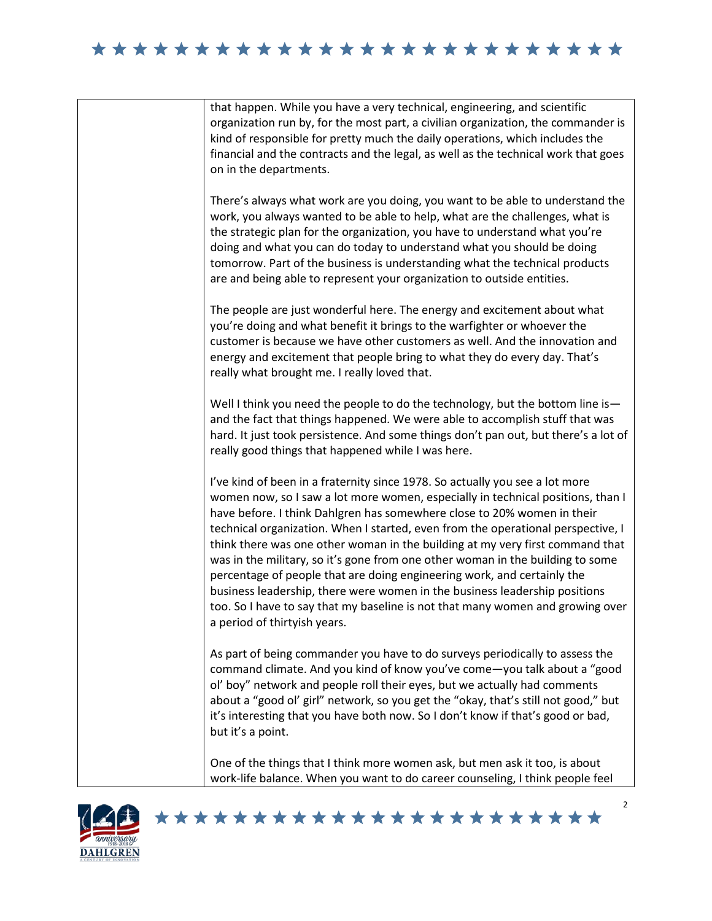| | |
|---|---|
| | that happen. While you have a very technical, engineering, and scientific organization run by, for the most part, a civilian organization, the commander is kind of responsible for pretty much the daily operations, which includes the financial and the contracts and the legal, as well as the technical work that goes on in the departments.<br><br>There's always what work are you doing, you want to be able to understand the work, you always wanted to be able to help, what are the challenges, what is the strategic plan for the organization, you have to understand what you're doing and what you can do today to understand what you should be doing tomorrow. Part of the business is understanding what the technical products are and being able to represent your organization to outside entities.<br><br>The people are just wonderful here. The energy and excitement about what you're doing and what benefit it brings to the warfighter or whoever the customer is because we have other customers as well. And the innovation and energy and excitement that people bring to what they do every day. That's really what brought me. I really loved that.<br><br>Well I think you need the people to do the technology, but the bottom line is—and the fact that things happened. We were able to accomplish stuff that was hard. It just took persistence. And some things don't pan out, but there's a lot of really good things that happened while I was here.<br><br>I've kind of been in a fraternity since 1978. So actually you see a lot more women now, so I saw a lot more women, especially in technical positions, than I have before. I think Dahlgren has somewhere close to 20% women in their technical organization. When I started, even from the operational perspective, I think there was one other woman in the building at my very first command that was in the military, so it's gone from one other woman in the building to some percentage of people that are doing engineering work, and certainly the business leadership, there were women in the business leadership positions too. So I have to say that my baseline is not that many women and growing over a period of thirtyish years.<br><br>As part of being commander you have to do surveys periodically to assess the command climate. And you kind of know you've come—you talk about a "good ol' boy" network and people roll their eyes, but we actually had comments about a "good ol' girl" network, so you get the "okay, that's still not good," but it's interesting that you have both now. So I don't know if that's good or bad, but it's a point.<br><br>One of the things that I think more women ask, but men ask it too, is about work-life balance. When you want to do career counseling, I think people feel |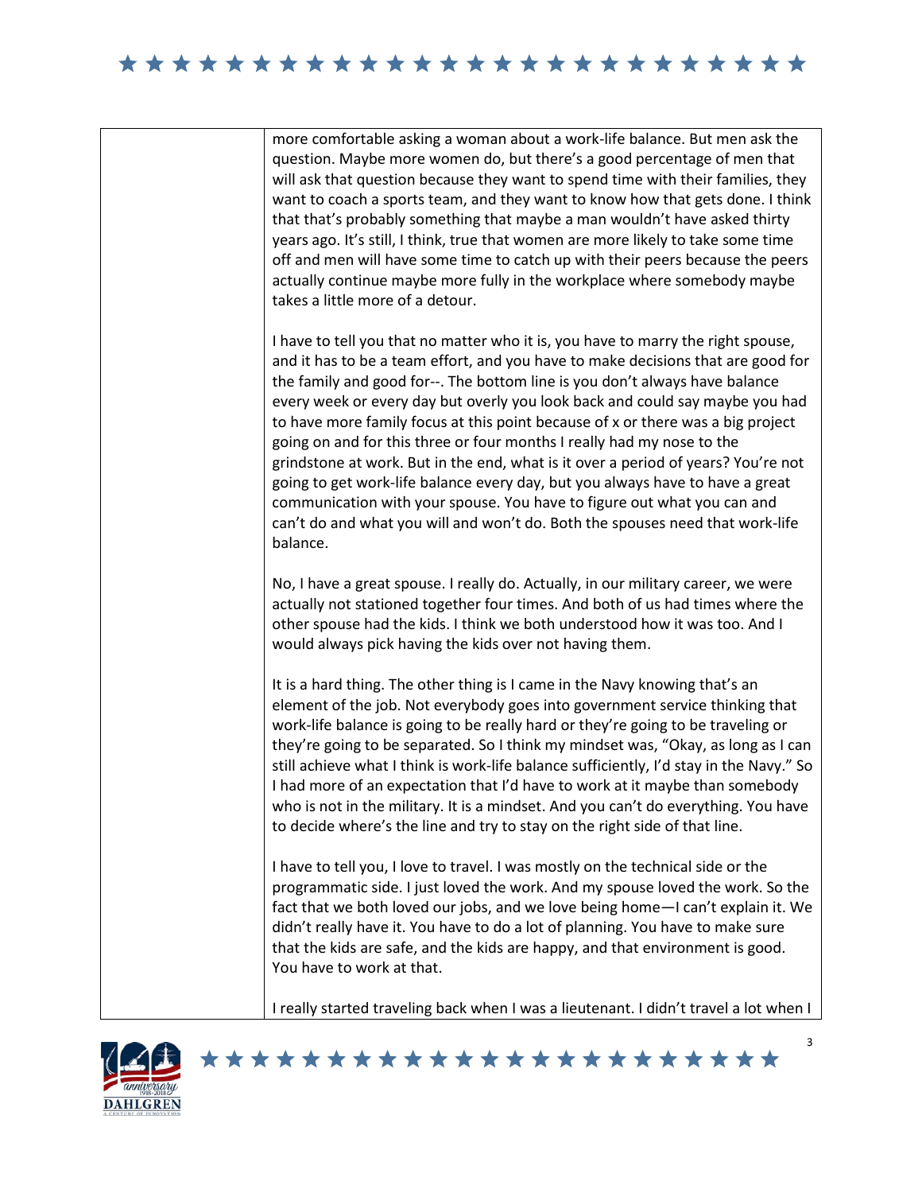| | |
|---|---|
| | more comfortable asking a woman about a work-life balance. But men ask the question. Maybe more women do, but there's a good percentage of men that will ask that question because they want to spend time with their families, they want to coach a sports team, and they want to know how that gets done. I think that that's probably something that maybe a man wouldn't have asked thirty years ago. It's still, I think, true that women are more likely to take some time off and men will have some time to catch up with their peers because the peers actually continue maybe more fully in the workplace where somebody maybe takes a little more of a detour.<br><br>I have to tell you that no matter who it is, you have to marry the right spouse, and it has to be a team effort, and you have to make decisions that are good for the family and good for--. The bottom line is you don't always have balance every week or every day but overly you look back and could say maybe you had to have more family focus at this point because of x or there was a big project going on and for this three or four months I really had my nose to the grindstone at work. But in the end, what is it over a period of years? You're not going to get work-life balance every day, but you always have to have a great communication with your spouse. You have to figure out what you can and can't do and what you will and won't do. Both the spouses need that work-life balance.<br><br>No, I have a great spouse. I really do. Actually, in our military career, we were actually not stationed together four times. And both of us had times where the other spouse had the kids. I think we both understood how it was too. And I would always pick having the kids over not having them.<br><br>It is a hard thing. The other thing is I came in the Navy knowing that's an element of the job. Not everybody goes into government service thinking that work-life balance is going to be really hard or they're going to be traveling or they're going to be separated. So I think my mindset was, "Okay, as long as I can still achieve what I think is work-life balance sufficiently, I'd stay in the Navy." So I had more of an expectation that I'd have to work at it maybe than somebody who is not in the military. It is a mindset. And you can't do everything. You have to decide where's the line and try to stay on the right side of that line.<br><br>I have to tell you, I love to travel. I was mostly on the technical side or the programmatic side. I just loved the work. And my spouse loved the work. So the fact that we both loved our jobs, and we love being home—I can't explain it. We didn't really have it. You have to do a lot of planning. You have to make sure that the kids are safe, and the kids are happy, and that environment is good. You have to work at that.<br><br>I really started traveling back when I was a lieutenant. I didn't travel a lot when I |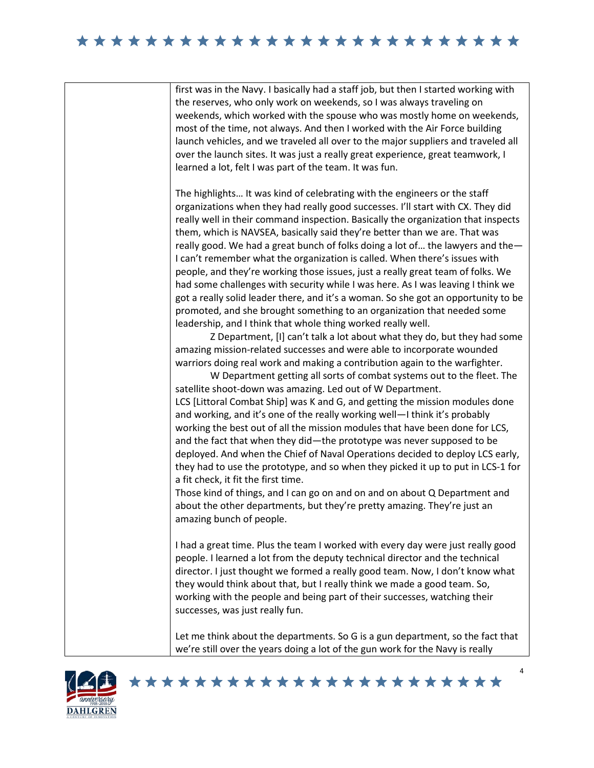first was in the Navy. I basically had a staff job, but then I started working with the reserves, who only work on weekends, so I was always traveling on weekends, which worked with the spouse who was mostly home on weekends, most of the time, not always. And then I worked with the Air Force building launch vehicles, and we traveled all over to the major suppliers and traveled all over the launch sites. It was just a really great experience, great teamwork, I learned a lot, felt I was part of the team. It was fun.

The highlights… It was kind of celebrating with the engineers or the staff organizations when they had really good successes. I'll start with CX. They did really well in their command inspection. Basically the organization that inspects them, which is NAVSEA, basically said they're better than we are. That was really good. We had a great bunch of folks doing a lot of… the lawyers and the—I can't remember what the organization is called. When there's issues with people, and they're working those issues, just a really great team of folks. We had some challenges with security while I was here. As I was leaving I think we got a really solid leader there, and it's a woman. So she got an opportunity to be promoted, and she brought something to an organization that needed some leadership, and I think that whole thing worked really well.

Z Department, [I] can't talk a lot about what they do, but they had some amazing mission-related successes and were able to incorporate wounded warriors doing real work and making a contribution again to the warfighter.

W Department getting all sorts of combat systems out to the fleet. The satellite shoot-down was amazing. Led out of W Department.

LCS [Littoral Combat Ship] was K and G, and getting the mission modules done and working, and it's one of the really working well—I think it's probably working the best out of all the mission modules that have been done for LCS, and the fact that when they did—the prototype was never supposed to be deployed. And when the Chief of Naval Operations decided to deploy LCS early, they had to use the prototype, and so when they picked it up to put in LCS-1 for a fit check, it fit the first time.

Those kind of things, and I can go on and on and on about Q Department and about the other departments, but they're pretty amazing. They're just an amazing bunch of people.

I had a great time. Plus the team I worked with every day were just really good people. I learned a lot from the deputy technical director and the technical director. I just thought we formed a really good team. Now, I don't know what they would think about that, but I really think we made a good team. So, working with the people and being part of their successes, watching their successes, was just really fun.

Let me think about the departments. So G is a gun department, so the fact that we're still over the years doing a lot of the gun work for the Navy is really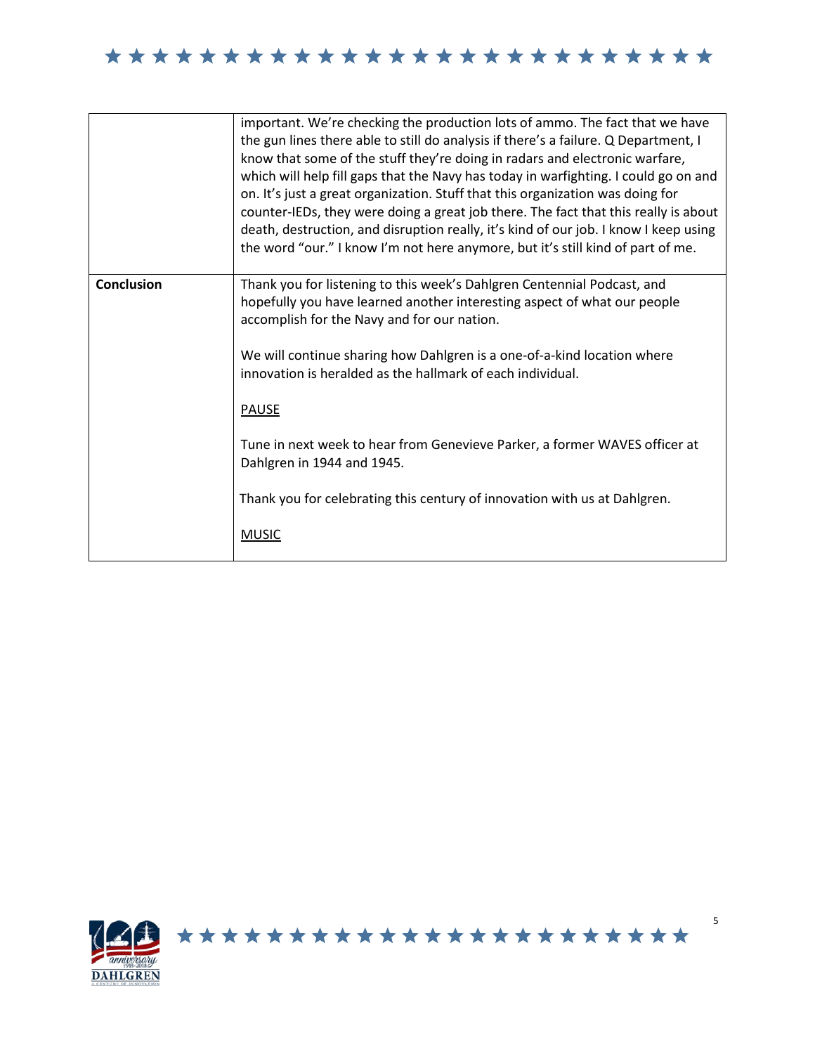| | |
|---|---|
| | important. We're checking the production lots of ammo. The fact that we have the gun lines there able to still do analysis if there's a failure. Q Department, I know that some of the stuff they're doing in radars and electronic warfare, which will help fill gaps that the Navy has today in warfighting. I could go on and on. It's just a great organization. Stuff that this organization was doing for counter-IEDs, they were doing a great job there. The fact that this really is about death, destruction, and disruption really, it's kind of our job. I know I keep using the word "our." I know I'm not here anymore, but it's still kind of part of me. |
| **Conclusion** | Thank you for listening to this week's Dahlgren Centennial Podcast, and hopefully you have learned another interesting aspect of what our people accomplish for the Navy and for our nation.<br><br>We will continue sharing how Dahlgren is a one-of-a-kind location where innovation is heralded as the hallmark of each individual.<br><br><u>PAUSE</u><br><br>Tune in next week to hear from Genevieve Parker, a former WAVES officer at Dahlgren in 1944 and 1945.<br><br>Thank you for celebrating this century of innovation with us at Dahlgren.<br><br><u>MUSIC</u> |